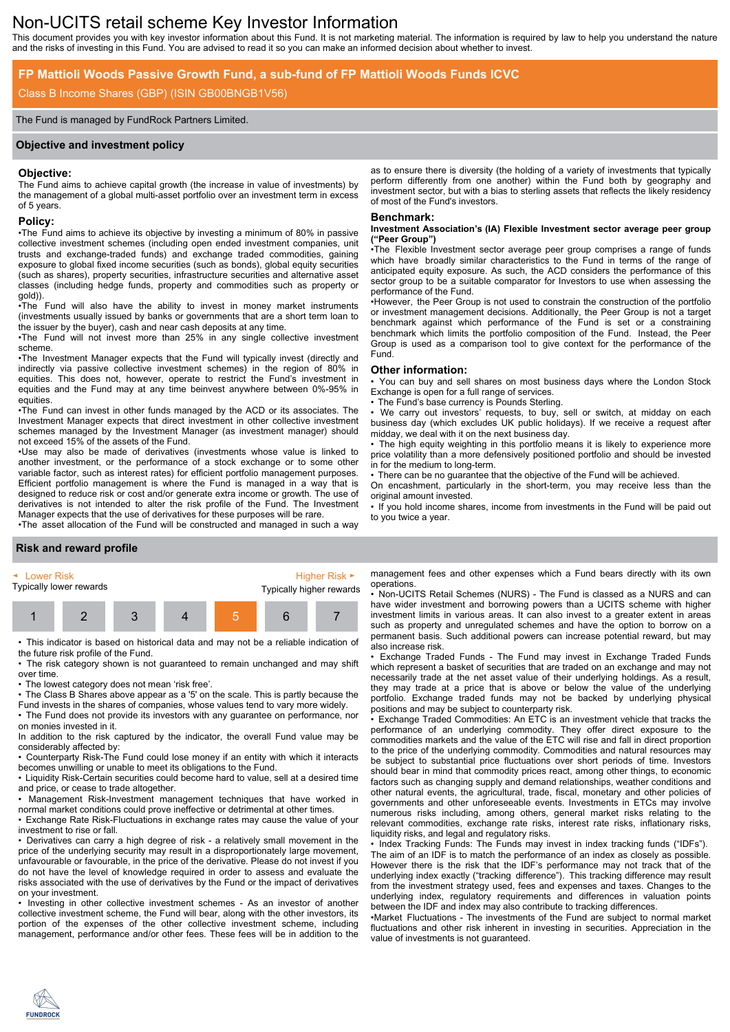# Non-UCITS retail scheme Key Investor Information

This document provides you with key investor information about this Fund. It is not marketing material. The information is required by law to help you understand the nature and the risks of investing in this Fund. You are advised to read it so you can make an informed decision about whether to invest.

## FP Mattioli Woods Passive Growth Fund, a sub-fund of FP Mattioli Woods Funds ICVC

Class B Income Shares (GBP) (ISIN GB00BNGB1V56)

The Fund is managed by FundRock Partners Limited.

## Objective and investment policy

### Objective:

The Fund aims to achieve capital growth (the increase in value of investments) by the management of a global multi-asset portfolio over an investment term in excess of 5 years.

### Policy:

•The Fund aims to achieve its objective by investing a minimum of 80% in passive collective investment schemes (including open ended investment companies, unit trusts and exchange-traded funds) and exchange traded commodities, gaining exposure to global fixed income securities (such as bonds), global equity securities (such as shares), property securities, infrastructure securities and alternative asset classes (including hedge funds, property and commodities such as property or gold)).

•The Fund will also have the ability to invest in money market instruments (investments usually issued by banks or governments that are a short term loan to the issuer by the buyer), cash and near cash deposits at any time.

•The Fund will not invest more than 25% in any single collective investment scheme.

•The Investment Manager expects that the Fund will typically invest (directly and indirectly via passive collective investment schemes) in the region of 80% in equities. This does not, however, operate to restrict the Fund's investment in equities and the Fund may at any time beinvest anywhere between 0%-95% in equities.

•The Fund can invest in other funds managed by the ACD or its associates. The Investment Manager expects that direct investment in other collective investment schemes managed by the Investment Manager (as investment manager) should not exceed 15% of the assets of the Fund.

•Use may also be made of derivatives (investments whose value is linked to another investment, or the performance of a stock exchange or to some other variable factor, such as interest rates) for efficient portfolio management purposes. Efficient portfolio management is where the Fund is managed in a way that is designed to reduce risk or cost and/or generate extra income or growth. The use of derivatives is not intended to alter the risk profile of the Fund. The Investment Manager expects that the use of derivatives for these purposes will be rare.

•The asset allocation of the Fund will be constructed and managed in such a way as to ensure there is diversity (the holding of a variety of investments that typically perform differently from one another) within the Fund both by geography and investment sector, but with a bias to sterling assets that reflects the likely residency of most of the Fund's investors.

### Benchmark:

**Investment Association's (IA) Flexible Investment sector average peer group ("Peer Group")**

•The Flexible Investment sector average peer group comprises a range of funds which have broadly similar characteristics to the Fund in terms of the range of anticipated equity exposure. As such, the ACD considers the performance of this sector group to be a suitable comparator for Investors to use when assessing the performance of the Fund.

•However, the Peer Group is not used to constrain the construction of the portfolio or investment management decisions. Additionally, the Peer Group is not a target benchmark against which performance of the Fund is set or a constraining benchmark which limits the portfolio composition of the Fund. Instead, the Peer Group is used as a comparison tool to give context for the performance of the Fund.

### Other information:

• You can buy and sell shares on most business days where the London Stock Exchange is open for a full range of services.

• The Fund's base currency is Pounds Sterling.

• We carry out investors' requests, to buy, sell or switch, at midday on each business day (which excludes UK public holidays). If we receive a request after midday, we deal with it on the next business day.

• The high equity weighting in this portfolio means it is likely to experience more price volatility than a more defensively positioned portfolio and should be invested in for the medium to long-term.

• There can be no guarantee that the objective of the Fund will be achieved.

On encashment, particularly in the short-term, you may receive less than the original amount invested.

• If you hold income shares, income from investments in the Fund will be paid out to you twice a year.

## Risk and reward profile

◄ Lower Risk — Higher Risk ►

Typically lower rewards — Typically higher rewards

| 1 | 2 | 3 | 4 | **5** | 6 | 7 |
|---|---|---|---|---|---|---|

• This indicator is based on historical data and may not be a reliable indication of the future risk profile of the Fund.

• The risk category shown is not guaranteed to remain unchanged and may shift over time.

• The lowest category does not mean 'risk free'.

• The Class B Shares above appear as a '5' on the scale. This is partly because the Fund invests in the shares of companies, whose values tend to vary more widely.

• The Fund does not provide its investors with any guarantee on performance, nor on monies invested in it.

In addition to the risk captured by the indicator, the overall Fund value may be considerably affected by:

• Counterparty Risk-The Fund could lose money if an entity with which it interacts becomes unwilling or unable to meet its obligations to the Fund.

• Liquidity Risk-Certain securities could become hard to value, sell at a desired time and price, or cease to trade altogether.

• Management Risk-Investment management techniques that have worked in normal market conditions could prove ineffective or detrimental at other times.

• Exchange Rate Risk-Fluctuations in exchange rates may cause the value of your investment to rise or fall.

• Derivatives can carry a high degree of risk - a relatively small movement in the price of the underlying security may result in a disproportionately large movement, unfavourable or favourable, in the price of the derivative. Please do not invest if you do not have the level of knowledge required in order to assess and evaluate the risks associated with the use of derivatives by the Fund or the impact of derivatives on your investment.

• Investing in other collective investment schemes - As an investor of another collective investment scheme, the Fund will bear, along with the other investors, its portion of the expenses of the other collective investment scheme, including management, performance and/or other fees. These fees will be in addition to the management fees and other expenses which a Fund bears directly with its own operations.

• Non-UCITS Retail Schemes (NURS) - The Fund is classed as a NURS and can have wider investment and borrowing powers than a UCITS scheme with higher investment limits in various areas. It can also invest to a greater extent in areas such as property and unregulated schemes and have the option to borrow on a permanent basis. Such additional powers can increase potential reward, but may also increase risk.

• Exchange Traded Funds - The Fund may invest in Exchange Traded Funds which represent a basket of securities that are traded on an exchange and may not necessarily trade at the net asset value of their underlying holdings. As a result, they may trade at a price that is above or below the value of the underlying portfolio. Exchange traded funds may not be backed by underlying physical positions and may be subject to counterparty risk.

• Exchange Traded Commodities: An ETC is an investment vehicle that tracks the performance of an underlying commodity. They offer direct exposure to the commodities markets and the value of the ETC will rise and fall in direct proportion to the price of the underlying commodity. Commodities and natural resources may be subject to substantial price fluctuations over short periods of time. Investors should bear in mind that commodity prices react, among other things, to economic factors such as changing supply and demand relationships, weather conditions and other natural events, the agricultural, trade, fiscal, monetary and other policies of governments and other unforeseeable events. Investments in ETCs may involve numerous risks including, among others, general market risks relating to the relevant commodities, exchange rate risks, interest rate risks, inflationary risks, liquidity risks, and legal and regulatory risks.

• Index Tracking Funds: The Funds may invest in index tracking funds ("IDFs"). The aim of an IDF is to match the performance of an index as closely as possible. However there is the risk that the IDF's performance may not track that of the underlying index exactly ("tracking difference"). This tracking difference may result from the investment strategy used, fees and expenses and taxes. Changes to the underlying index, regulatory requirements and differences in valuation points between the IDF and index may also contribute to tracking differences.

•Market Fluctuations - The investments of the Fund are subject to normal market fluctuations and other risk inherent in investing in securities. Appreciation in the value of investments is not guaranteed.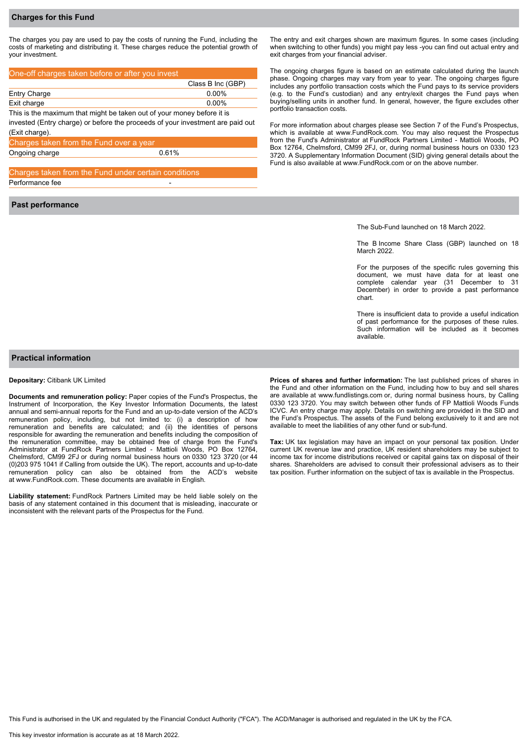## Charges for this Fund

The charges you pay are used to pay the costs of running the Fund, including the costs of marketing and distributing it. These charges reduce the potential growth of your investment.

| One-off charges taken before or after you invest | |
|---|---|
| | Class B Inc (GBP) |
| Entry Charge | 0.00% |
| Exit charge | 0.00% |

This is the maximum that might be taken out of your money before it is invested (Entry charge) or before the proceeds of your investment are paid out (Exit charge).

| Charges taken from the Fund over a year | |
|---|---|
| Ongoing charge | 0.61% |

| Charges taken from the Fund under certain conditions | |
|---|---|
| Performance fee | - |

The entry and exit charges shown are maximum figures. In some cases (including when switching to other funds) you might pay less -you can find out actual entry and exit charges from your financial adviser.

The ongoing charges figure is based on an estimate calculated during the launch phase. Ongoing charges may vary from year to year. The ongoing charges figure includes any portfolio transaction costs which the Fund pays to its service providers (e.g. to the Fund's custodian) and any entry/exit charges the Fund pays when buying/selling units in another fund. In general, however, the figure excludes other portfolio transaction costs.

For more information about charges please see Section 7 of the Fund's Prospectus, which is available at www.FundRock.com. You may also request the Prospectus from the Fund's Administrator at FundRock Partners Limited - Mattioli Woods, PO Box 12764, Chelmsford, CM99 2FJ, or, during normal business hours on 0330 123 3720. A Supplementary Information Document (SID) giving general details about the Fund is also available at www.FundRock.com or on the above number.

## Past performance

The Sub-Fund launched on 18 March 2022.

The B Income Share Class (GBP) launched on 18 March 2022.

For the purposes of the specific rules governing this document, we must have data for at least one complete calendar year (31 December to 31 December) in order to provide a past performance chart.

There is insufficient data to provide a useful indication of past performance for the purposes of these rules. Such information will be included as it becomes available.

## Practical information

**Depositary:** Citibank UK Limited

**Documents and remuneration policy:** Paper copies of the Fund's Prospectus, the Instrument of Incorporation, the Key Investor Information Documents, the latest annual and semi-annual reports for the Fund and an up-to-date version of the ACD's remuneration policy, including, but not limited to: (i) a description of how remuneration and benefits are calculated; and (ii) the identities of persons responsible for awarding the remuneration and benefits including the composition of the remuneration committee, may be obtained free of charge from the Fund's Administrator at FundRock Partners Limited - Mattioli Woods, PO Box 12764, Chelmsford, CM99 2FJ or during normal business hours on 0330 123 3720 (or 44 (0)203 975 1041 if Calling from outside the UK). The report, accounts and up-to-date remuneration policy can also be obtained from the ACD's website at www.FundRock.com. These documents are available in English.

**Liability statement:** FundRock Partners Limited may be held liable solely on the basis of any statement contained in this document that is misleading, inaccurate or inconsistent with the relevant parts of the Prospectus for the Fund.

**Prices of shares and further information:** The last published prices of shares in the Fund and other information on the Fund, including how to buy and sell shares are available at www.fundlistings.com or, during normal business hours, by Calling 0330 123 3720. You may switch between other funds of FP Mattioli Woods Funds ICVC. An entry charge may apply. Details on switching are provided in the SID and the Fund's Prospectus. The assets of the Fund belong exclusively to it and are not available to meet the liabilities of any other fund or sub-fund.

**Tax:** UK tax legislation may have an impact on your personal tax position. Under current UK revenue law and practice, UK resident shareholders may be subject to income tax for income distributions received or capital gains tax on disposal of their shares. Shareholders are advised to consult their professional advisers as to their tax position. Further information on the subject of tax is available in the Prospectus.

This Fund is authorised in the UK and regulated by the Financial Conduct Authority ("FCA"). The ACD/Manager is authorised and regulated in the UK by the FCA.

This key investor information is accurate as at 18 March 2022.